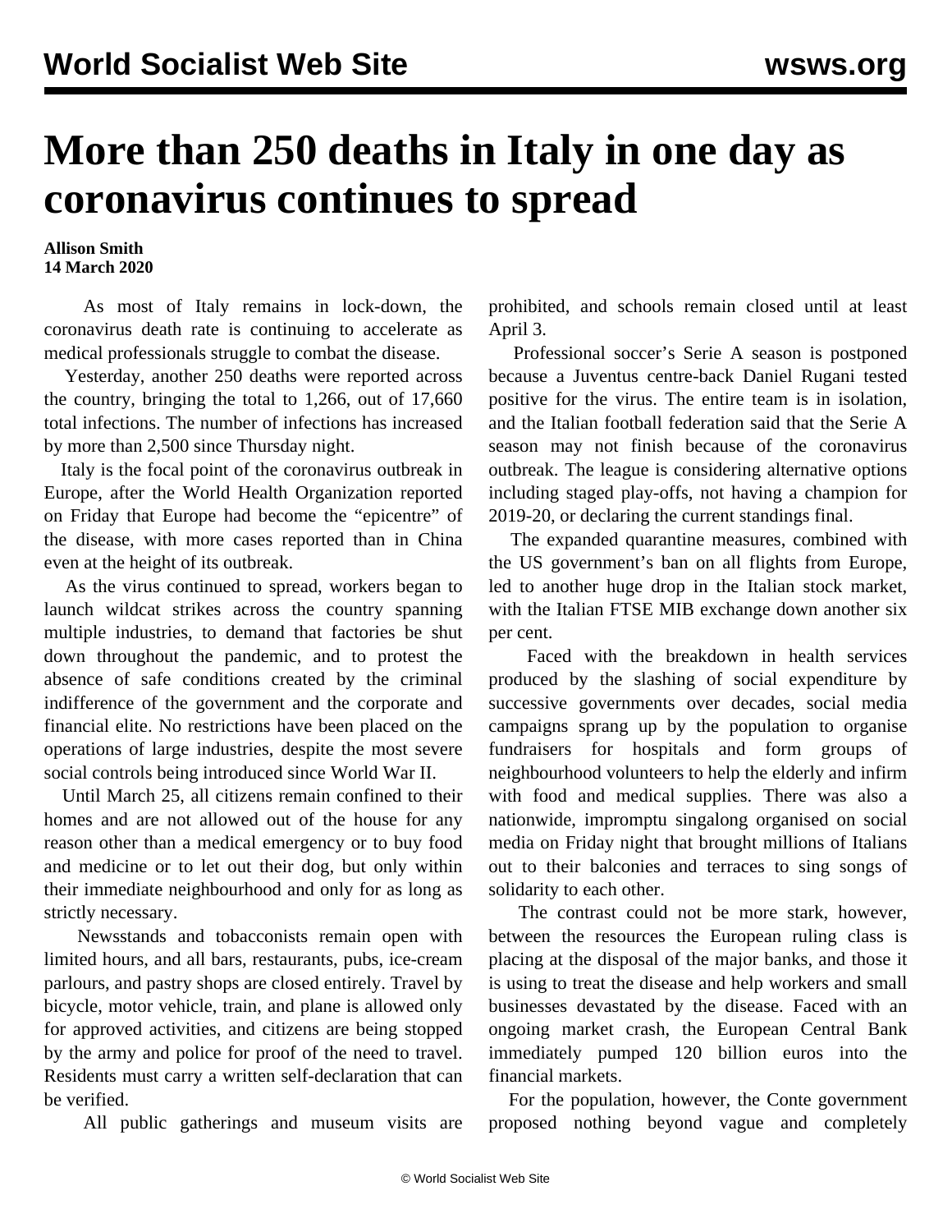# More than 250 deaths in Italy in one day as coronavirus continues to spread

**Allison Smith**
**14 March 2020**

As most of Italy remains in lock-down, the coronavirus death rate is continuing to accelerate as medical professionals struggle to combat the disease.

Yesterday, another 250 deaths were reported across the country, bringing the total to 1,266, out of 17,660 total infections. The number of infections has increased by more than 2,500 since Thursday night.

Italy is the focal point of the coronavirus outbreak in Europe, after the World Health Organization reported on Friday that Europe had become the "epicentre" of the disease, with more cases reported than in China even at the height of its outbreak.

As the virus continued to spread, workers began to launch wildcat strikes across the country spanning multiple industries, to demand that factories be shut down throughout the pandemic, and to protest the absence of safe conditions created by the criminal indifference of the government and the corporate and financial elite. No restrictions have been placed on the operations of large industries, despite the most severe social controls being introduced since World War II.

Until March 25, all citizens remain confined to their homes and are not allowed out of the house for any reason other than a medical emergency or to buy food and medicine or to let out their dog, but only within their immediate neighbourhood and only for as long as strictly necessary.

Newsstands and tobacconists remain open with limited hours, and all bars, restaurants, pubs, ice-cream parlours, and pastry shops are closed entirely. Travel by bicycle, motor vehicle, train, and plane is allowed only for approved activities, and citizens are being stopped by the army and police for proof of the need to travel. Residents must carry a written self-declaration that can be verified.

All public gatherings and museum visits are prohibited, and schools remain closed until at least April 3.

Professional soccer's Serie A season is postponed because a Juventus centre-back Daniel Rugani tested positive for the virus. The entire team is in isolation, and the Italian football federation said that the Serie A season may not finish because of the coronavirus outbreak. The league is considering alternative options including staged play-offs, not having a champion for 2019-20, or declaring the current standings final.

The expanded quarantine measures, combined with the US government's ban on all flights from Europe, led to another huge drop in the Italian stock market, with the Italian FTSE MIB exchange down another six per cent.

Faced with the breakdown in health services produced by the slashing of social expenditure by successive governments over decades, social media campaigns sprang up by the population to organise fundraisers for hospitals and form groups of neighbourhood volunteers to help the elderly and infirm with food and medical supplies. There was also a nationwide, impromptu singalong organised on social media on Friday night that brought millions of Italians out to their balconies and terraces to sing songs of solidarity to each other.

The contrast could not be more stark, however, between the resources the European ruling class is placing at the disposal of the major banks, and those it is using to treat the disease and help workers and small businesses devastated by the disease. Faced with an ongoing market crash, the European Central Bank immediately pumped 120 billion euros into the financial markets.

For the population, however, the Conte government proposed nothing beyond vague and completely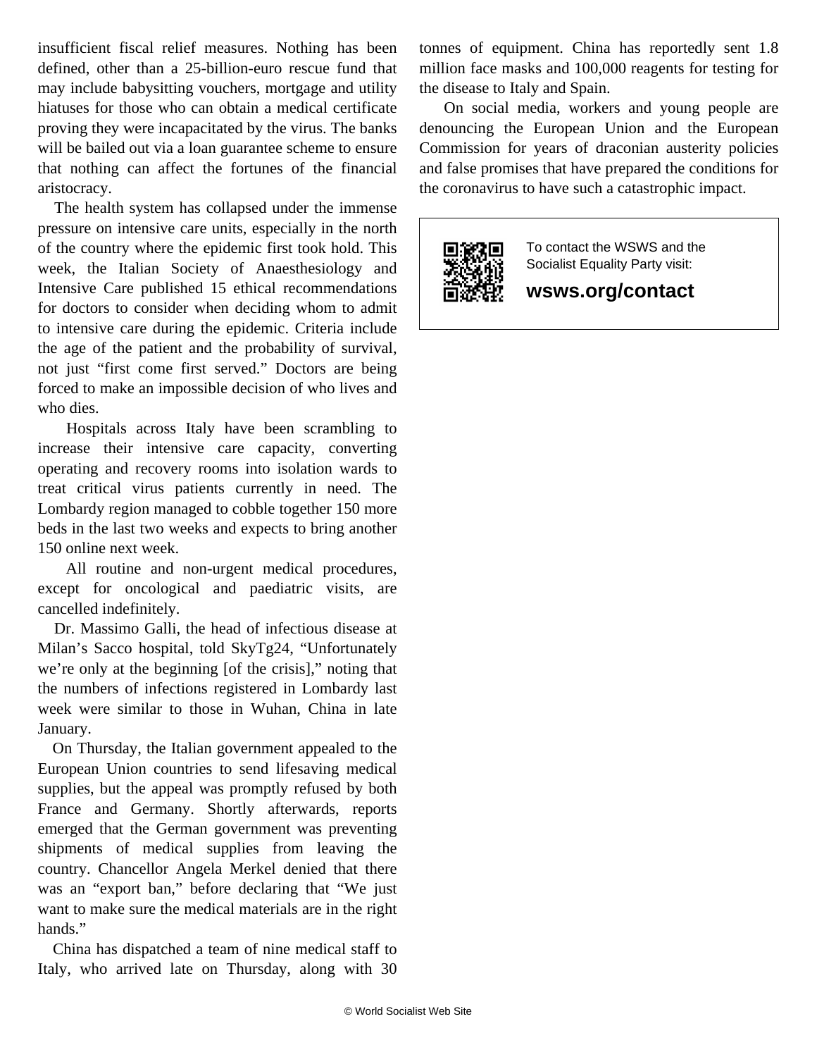insufficient fiscal relief measures. Nothing has been defined, other than a 25-billion-euro rescue fund that may include babysitting vouchers, mortgage and utility hiatuses for those who can obtain a medical certificate proving they were incapacitated by the virus. The banks will be bailed out via a loan guarantee scheme to ensure that nothing can affect the fortunes of the financial aristocracy.

The health system has collapsed under the immense pressure on intensive care units, especially in the north of the country where the epidemic first took hold. This week, the Italian Society of Anaesthesiology and Intensive Care published 15 ethical recommendations for doctors to consider when deciding whom to admit to intensive care during the epidemic. Criteria include the age of the patient and the probability of survival, not just "first come first served." Doctors are being forced to make an impossible decision of who lives and who dies.

Hospitals across Italy have been scrambling to increase their intensive care capacity, converting operating and recovery rooms into isolation wards to treat critical virus patients currently in need. The Lombardy region managed to cobble together 150 more beds in the last two weeks and expects to bring another 150 online next week.

All routine and non-urgent medical procedures, except for oncological and paediatric visits, are cancelled indefinitely.

Dr. Massimo Galli, the head of infectious disease at Milan's Sacco hospital, told SkyTg24, "Unfortunately we're only at the beginning [of the crisis]," noting that the numbers of infections registered in Lombardy last week were similar to those in Wuhan, China in late January.

On Thursday, the Italian government appealed to the European Union countries to send lifesaving medical supplies, but the appeal was promptly refused by both France and Germany. Shortly afterwards, reports emerged that the German government was preventing shipments of medical supplies from leaving the country. Chancellor Angela Merkel denied that there was an "export ban," before declaring that "We just want to make sure the medical materials are in the right hands."

China has dispatched a team of nine medical staff to Italy, who arrived late on Thursday, along with 30 tonnes of equipment. China has reportedly sent 1.8 million face masks and 100,000 reagents for testing for the disease to Italy and Spain.

On social media, workers and young people are denouncing the European Union and the European Commission for years of draconian austerity policies and false promises that have prepared the conditions for the coronavirus to have such a catastrophic impact.

To contact the WSWS and the Socialist Equality Party visit:

**wsws.org/contact**